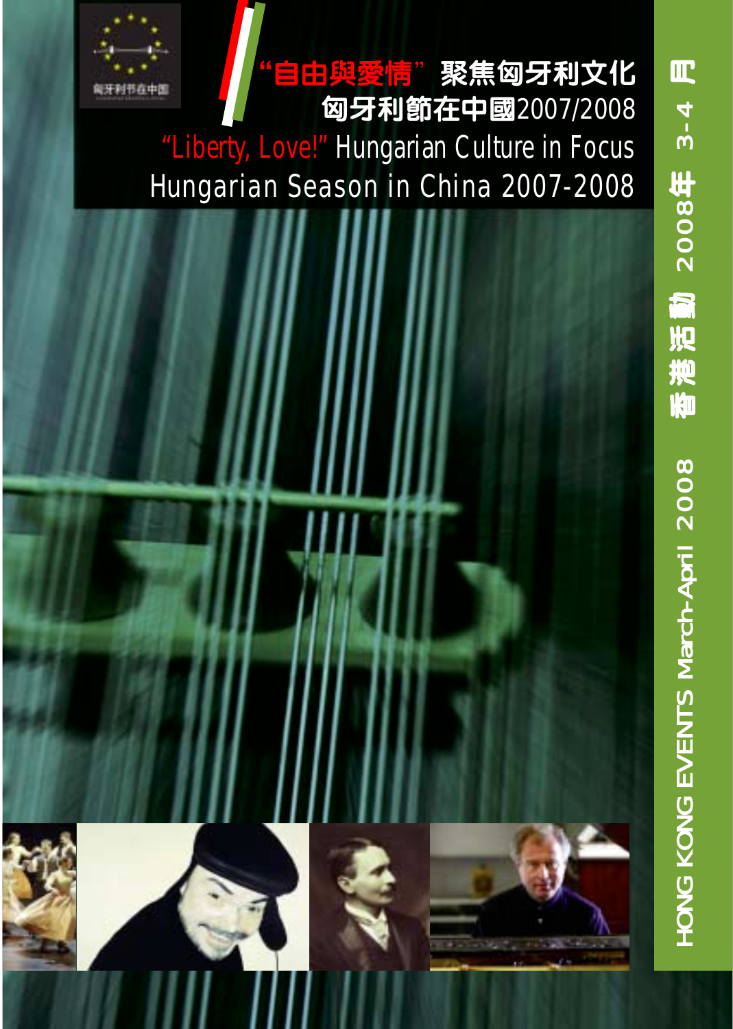匈牙利节在中国

# "自由與愛情" 聚焦匈牙利文化
# 匈牙利節在中國2007/2008

# "Liberty, Love!" Hungarian Culture in Focus
# Hungarian Season in China 2007-2008

香港活動 2008年 3-4 月

HONG KONG EVENTS March-April 2008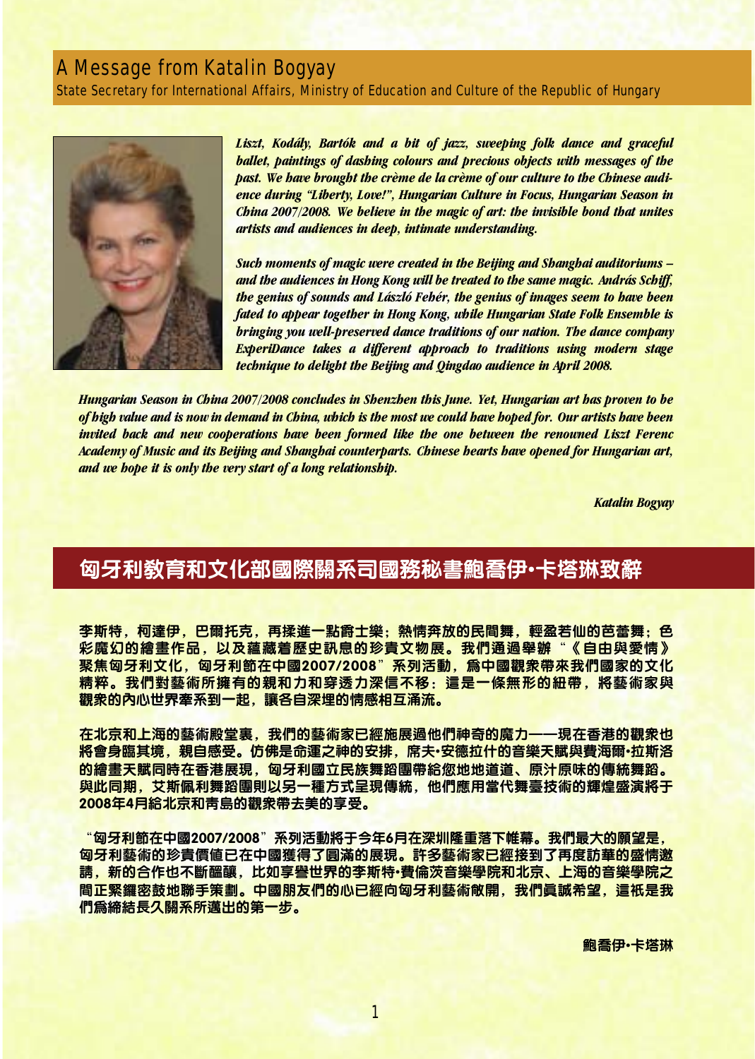## A Message from Katalin Bogyay

State Secretary for International Affairs, Ministry of Education and Culture of the Republic of Hungary

***Liszt, Kodály, Bartók and a bit of jazz, sweeping folk dance and graceful ballet, paintings of dashing colours and precious objects with messages of the past. We have brought the crème de la crème of our culture to the Chinese audience during "Liberty, Love!", Hungarian Culture in Focus, Hungarian Season in China 2007/2008. We believe in the magic of art: the invisible bond that unites artists and audiences in deep, intimate understanding.***

***Such moments of magic were created in the Beijing and Shanghai auditoriums – and the audiences in Hong Kong will be treated to the same magic. András Schiff, the genius of sounds and László Fehér, the genius of images seem to have been fated to appear together in Hong Kong, while Hungarian State Folk Ensemble is bringing you well-preserved dance traditions of our nation. The dance company ExperiDance takes a different approach to traditions using modern stage technique to delight the Beijing and Qingdao audience in April 2008.***

***Hungarian Season in China 2007/2008 concludes in Shenzhen this June. Yet, Hungarian art has proven to be of high value and is now in demand in China, which is the most we could have hoped for. Our artists have been invited back and new cooperations have been formed like the one between the renowned Liszt Ferenc Academy of Music and its Beijing and Shanghai counterparts. Chinese hearts have opened for Hungarian art, and we hope it is only the very start of a long relationship.***

***Katalin Bogyay***

## 匈牙利教育和文化部國際關系司國務秘書鮑喬伊•卡塔琳致辭

**李斯特，柯達伊，巴爾托克，再揉進一點爵士樂；熱情奔放的民間舞，輕盈若仙的芭蕾舞；色彩魔幻的繪畫作品，以及蘊藏着歷史訊息的珍貴文物展。我們通過舉辦“《自由與愛情》聚焦匈牙利文化，匈牙利節在中國2007/2008”系列活動，爲中國觀衆帶來我們國家的文化精粹。我們對藝術所擁有的親和力和穿透力深信不移：這是一條無形的紐帶，將藝術家與觀衆的內心世界牽系到一起，讓各自深埋的情感相互涌流。**

**在北京和上海的藝術殿堂裏，我們的藝術家已經施展過他們神奇的魔力——現在香港的觀衆也將會身臨其境，親自感受。仿佛是命運之神的安排，席夫•安德拉什的音樂天賦與費海爾•拉斯洛的繪畫天賦同時在香港展現，匈牙利國立民族舞蹈團帶給您地地道道、原汁原味的傳統舞蹈。與此同期，艾斯佩利舞蹈團則以另一種方式呈現傳統，他們應用當代舞臺技術的輝煌盛演將于2008年4月給北京和青島的觀衆帶去美的享受。**

**“匈牙利節在中國2007/2008”系列活動將于今年6月在深圳隆重落下帷幕。我們最大的願望是，匈牙利藝術的珍貴價値已在中國獲得了圓滿的展現。許多藝術家已經接到了再度訪華的盛情邀請，新的合作也不斷醞釀，比如享譽世界的李斯特•費倫茨音樂學院和北京、上海的音樂學院之間正緊鑼密鼓地聯手策劃。中國朋友們的心已經向匈牙利藝術敞開，我們眞誠希望，這衹是我們爲締結長久關系所邁出的第一步。**

**鮑喬伊•卡塔琳**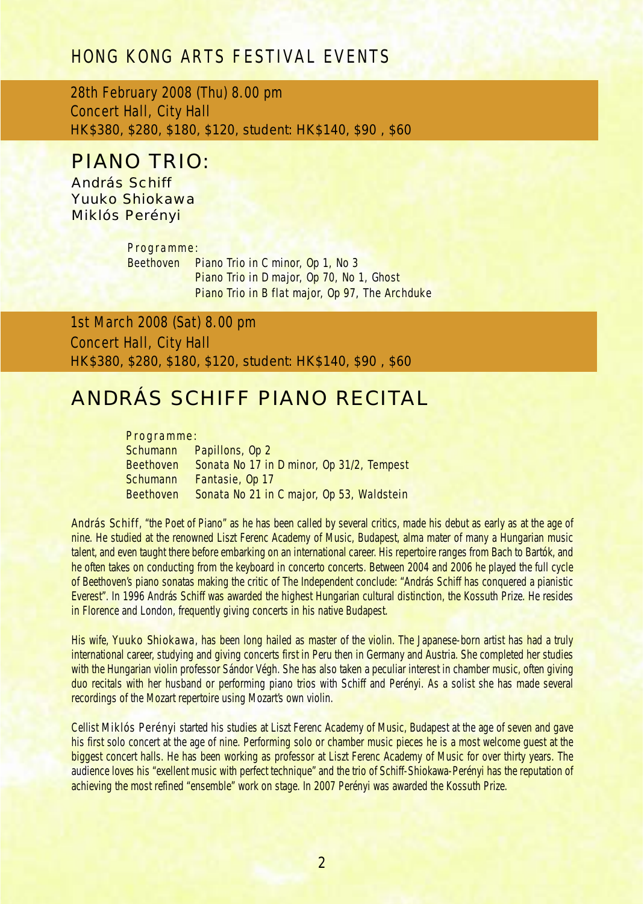# HONG KONG ARTS FESTIVAL EVENTS

28th February 2008 (Thu) 8.00 pm
Concert Hall, City Hall
HK$380, $280, $180, $120, student: HK$140, $90 , $60

## PIANO TRIO:

András Schiff
Yuuko Shiokawa
Miklós Perényi

Programme:

Beethoven Piano Trio in C minor, Op 1, No 3
Piano Trio in D major, Op 70, No 1, Ghost
Piano Trio in B flat major, Op 97, The Archduke

1st March 2008 (Sat) 8.00 pm
Concert Hall, City Hall
HK$380, $280, $180, $120, student: HK$140, $90 , $60

## ANDRÁS SCHIFF PIANO RECITAL

Programme:

Schumann Papillons, Op 2
Beethoven Sonata No 17 in D minor, Op 31/2, Tempest
Schumann Fantasie, Op 17
Beethoven Sonata No 21 in C major, Op 53, Waldstein

András Schiff, "the Poet of Piano" as he has been called by several critics, made his debut as early as at the age of nine. He studied at the renowned Liszt Ferenc Academy of Music, Budapest, alma mater of many a Hungarian music talent, and even taught there before embarking on an international career. His repertoire ranges from Bach to Bartók, and he often takes on conducting from the keyboard in concerto concerts. Between 2004 and 2006 he played the full cycle of Beethoven's piano sonatas making the critic of The Independent conclude: "András Schiff has conquered a pianistic Everest". In 1996 András Schiff was awarded the highest Hungarian cultural distinction, the Kossuth Prize. He resides in Florence and London, frequently giving concerts in his native Budapest.

His wife, Yuuko Shiokawa, has been long hailed as master of the violin. The Japanese-born artist has had a truly international career, studying and giving concerts first in Peru then in Germany and Austria. She completed her studies with the Hungarian violin professor Sándor Végh. She has also taken a peculiar interest in chamber music, often giving duo recitals with her husband or performing piano trios with Schiff and Perényi. As a solist she has made several recordings of the Mozart repertoire using Mozart's own violin.

Cellist Miklós Perényi started his studies at Liszt Ferenc Academy of Music, Budapest at the age of seven and gave his first solo concert at the age of nine. Performing solo or chamber music pieces he is a most welcome guest at the biggest concert halls. He has been working as professor at Liszt Ferenc Academy of Music for over thirty years. The audience loves his "exellent music with perfect technique" and the trio of Schiff-Shiokawa-Perényi has the reputation of achieving the most refined "ensemble" work on stage. In 2007 Perényi was awarded the Kossuth Prize.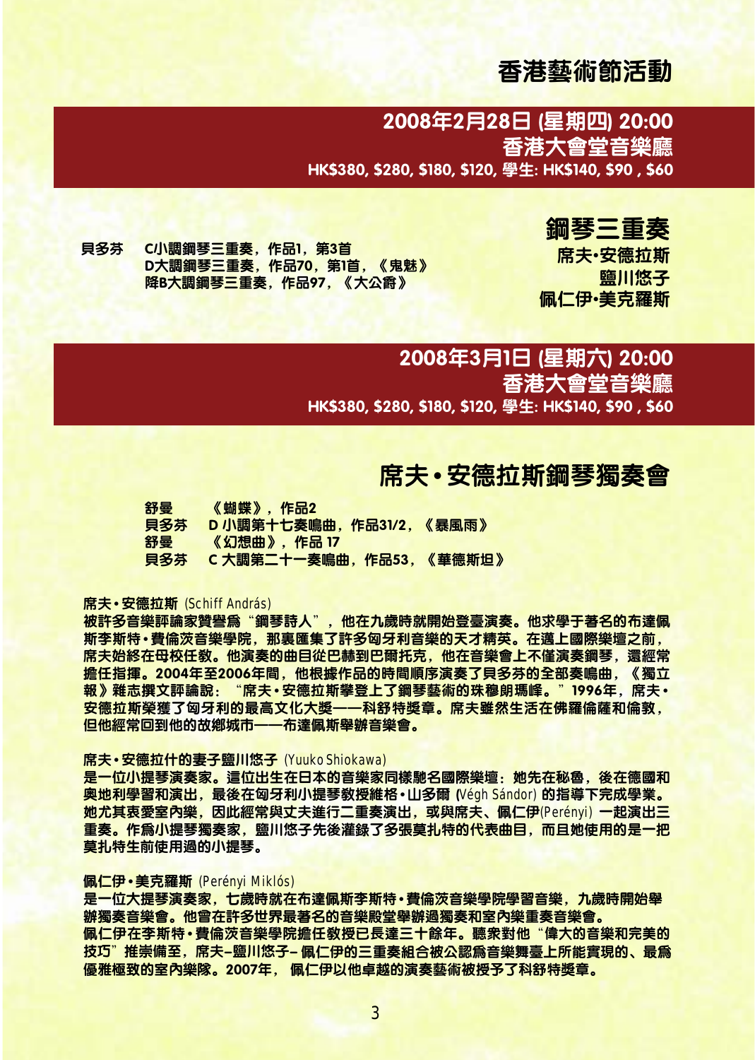# 香港藝術節活動

**2008年2月28日 (星期四) 20:00**
**香港大會堂音樂廳**
**HK$380, $280, $180, $120, 學生: HK$140, $90 , $60**

## 鋼琴三重奏

**席夫•安德拉斯**
**鹽川悠子**
**佩仁伊•美克羅斯**

貝多芬　C小調鋼琴三重奏，作品1，第3首
D大調鋼琴三重奏，作品70，第1首，《鬼魅》
降B大調鋼琴三重奏，作品97，《大公爵》

**2008年3月1日 (星期六) 20:00**
**香港大會堂音樂廳**
**HK$380, $280, $180, $120, 學生: HK$140, $90 , $60**

## 席夫•安德拉斯鋼琴獨奏會

舒曼　《蝴蝶》，作品2
貝多芬　D 小調第十七奏鳴曲，作品31/2，《暴風雨》
舒曼　《幻想曲》，作品 17
貝多芬　C 大調第二十一奏鳴曲，作品53，《華德斯坦》

**席夫•安德拉斯** (Schiff András)
被許多音樂評論家贊譽爲“鋼琴詩人”，他在九歲時就開始登臺演奏。他求學于著名的布達佩斯李斯特•費倫茨音樂學院，那裏匯集了許多匈牙利音樂的天才精英。在邁上國際樂壇之前，席夫始終在母校任教。他演奏的曲目從巴赫到巴爾托克，他在音樂會上不僅演奏鋼琴，還經常擔任指揮。2004年至2006年間，他根據作品的時間順序演奏了貝多芬的全部奏鳴曲，《獨立報》雜志撰文評論說：“席夫•安德拉斯攀登上了鋼琴藝術的珠穆朗瑪峰。”1996年，席夫•安德拉斯榮獲了匈牙利的最高文化大獎——科舒特獎章。席夫雖然生活在佛羅倫薩和倫敦，但他經常回到他的故鄉城市——布達佩斯舉辦音樂會。

**席夫•安德拉什的妻子鹽川悠子** (Yuuko Shiokawa)
是一位小提琴演奏家。這位出生在日本的音樂家同樣馳名國際樂壇：她先在秘魯，後在德國和奧地利學習和演出，最後在匈牙利小提琴教授維格•山多爾 (Végh Sándor) 的指導下完成學業。她尤其衷愛室內樂，因此經常與丈夫進行二重奏演出，或與席夫、佩仁伊(Perényi) 一起演出三重奏。作爲小提琴獨奏家，鹽川悠子先後灌錄了多張莫扎特的代表曲目，而且她使用的是一把莫扎特生前使用過的小提琴。

**佩仁伊•美克羅斯** (Perényi Miklós)
是一位大提琴演奏家，七歲時就在布達佩斯李斯特•費倫茨音樂學院學習音樂，九歲時開始舉辦獨奏音樂會。他曾在許多世界最著名的音樂殿堂舉辦過獨奏和室內樂重奏音樂會。
佩仁伊在李斯特•費倫茨音樂學院擔任教授已長達三十餘年。聽衆對他“偉大的音樂和完美的技巧”推崇備至，席夫–鹽川悠子– 佩仁伊的三重奏組合被公認爲音樂舞臺上所能實現的、最爲優雅極致的室內樂隊。2007年， 佩仁伊以他卓越的演奏藝術被授予了科舒特獎章。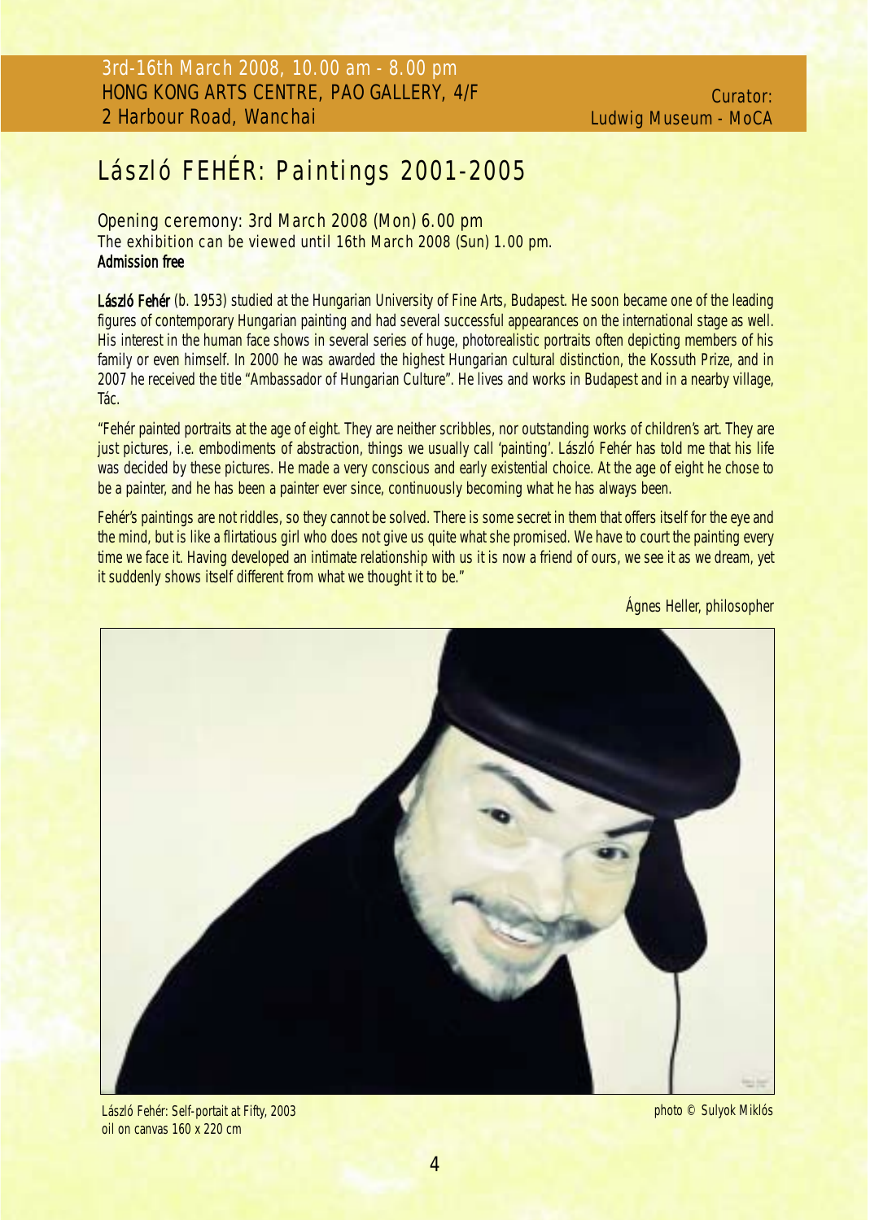3rd-16th March 2008, 10.00 am - 8.00 pm
HONG KONG ARTS CENTRE, PAO GALLERY, 4/F
2 Harbour Road, Wanchai

Curator:
Ludwig Museum - MoCA

# László FEHÉR: Paintings 2001-2005

Opening ceremony: 3rd March 2008 (Mon) 6.00 pm
The exhibition can be viewed until 16th March 2008 (Sun) 1.00 pm.
**Admission free**

**László Fehér** (b. 1953) studied at the Hungarian University of Fine Arts, Budapest. He soon became one of the leading figures of contemporary Hungarian painting and had several successful appearances on the international stage as well. His interest in the human face shows in several series of huge, photorealistic portraits often depicting members of his family or even himself. In 2000 he was awarded the highest Hungarian cultural distinction, the Kossuth Prize, and in 2007 he received the title "Ambassador of Hungarian Culture". He lives and works in Budapest and in a nearby village, Tác.

"Fehér painted portraits at the age of eight. They are neither scribbles, nor outstanding works of children's art. They are just pictures, i.e. embodiments of abstraction, things we usually call 'painting'. László Fehér has told me that his life was decided by these pictures. He made a very conscious and early existential choice. At the age of eight he chose to be a painter, and he has been a painter ever since, continuously becoming what he has always been.

Fehér's paintings are not riddles, so they cannot be solved. There is some secret in them that offers itself for the eye and the mind, but is like a flirtatious girl who does not give us quite what she promised. We have to court the painting every time we face it. Having developed an intimate relationship with us it is now a friend of ours, we see it as we dream, yet it suddenly shows itself different from what we thought it to be."

Ágnes Heller, philosopher

László Fehér: Self-portait at Fifty, 2003
oil on canvas 160 x 220 cm

photo © Sulyok Miklós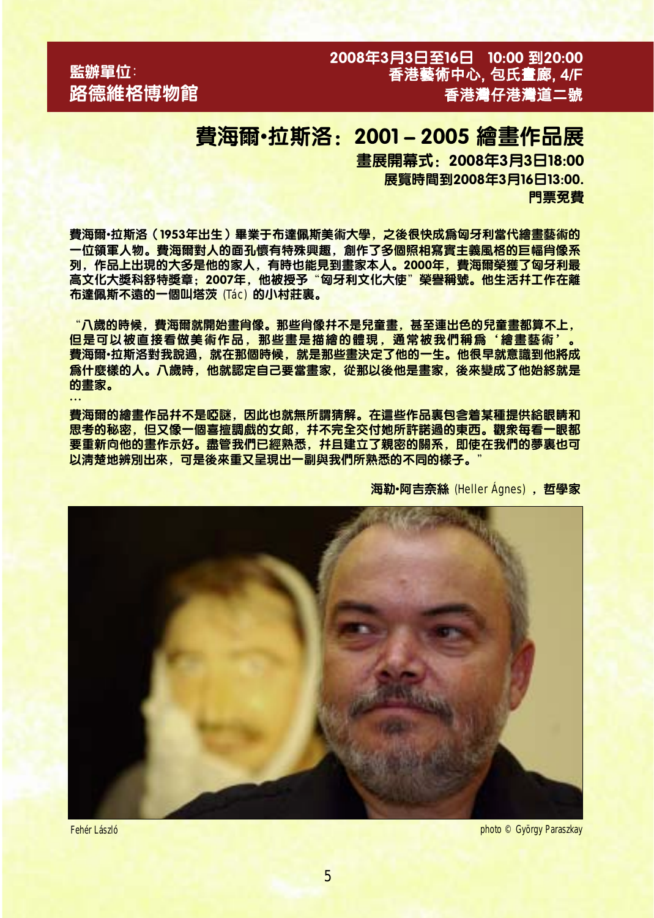監辦單位:
路德維格博物館

2008年3月3日至16日 10:00 到20:00
香港藝術中心, 包氏畫廊, 4/F
香港灣仔港灣道二號

# 費海爾·拉斯洛：2001 – 2005 繪畫作品展

**畫展開幕式：2008年3月3日18:00**
**展覽時間到2008年3月16日13:00.**
**門票免費**

費海爾·拉斯洛（1953年出生）畢業于布達佩斯美術大學，之後很快成爲匈牙利當代繪畫藝術的一位領軍人物。費海爾對人的面孔懷有特殊興趣，創作了多個照相寫實主義風格的巨幅肖像系列，作品上出現的大多是他的家人，有時也能見到畫家本人。2000年，費海爾榮獲了匈牙利最高文化大獎科舒特獎章；2007年，他被授予“匈牙利文化大使”榮譽稱號。他生活幷工作在離布達佩斯不遠的一個叫塔茨 (Tác) 的小村莊裏。

“八歲的時候，費海爾就開始畫肖像。那些肖像幷不是兒童畫，甚至連出色的兒童畫都算不上，但是可以被直接看做美術作品，那些畫是描繪的體現，通常被我們稱爲‘繪畫藝術’。費海爾·拉斯洛對我說過，就在那個時候，就是那些畫決定了他的一生。他很早就意識到他將成爲什麽樣的人。八歲時，他就認定自己要當畫家，從那以後他是畫家，後來變成了他始終就是的畫家。

...

費海爾的繪畫作品幷不是啞謎，因此也就無所謂猜解。在這些作品裏包含着某種提供給眼睛和思考的秘密，但又像一個喜擅調戲的女郎，幷不完全交付她所許諾過的東西。觀衆每看一眼都要重新向他的畫作示好。盡管我們已經熟悉，幷且建立了親密的關系，即使在我們的夢裏也可以淸楚地辨別出來，可是後來重又呈現出一副與我們所熟悉的不同的樣子。”

海勒·阿吉奈絲 (Heller Ágnes) ，哲學家

Fehér László　　photo © György Paraszkay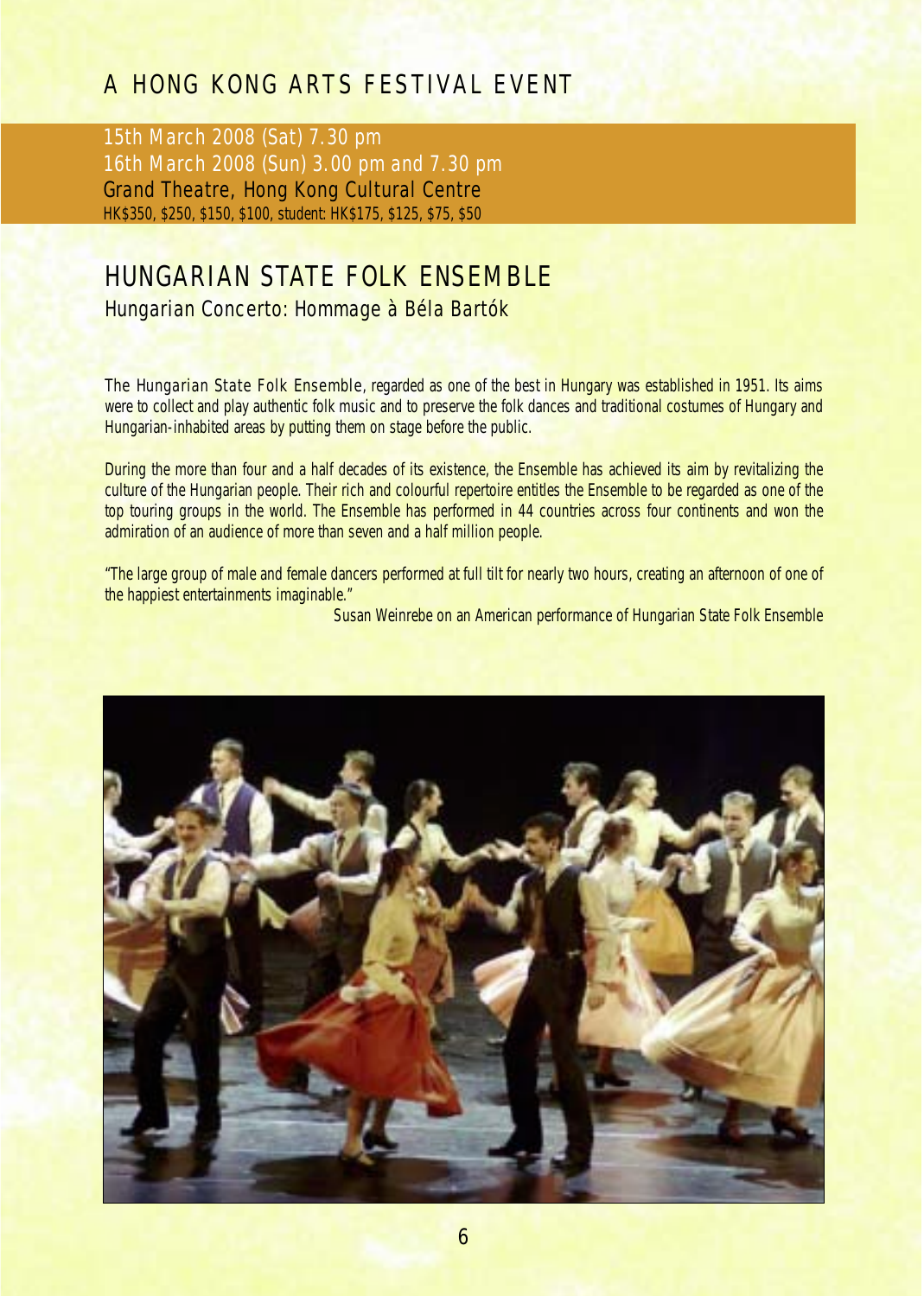## A HONG KONG ARTS FESTIVAL EVENT

15th March 2008 (Sat) 7.30 pm
16th March 2008 (Sun) 3.00 pm and 7.30 pm
Grand Theatre, Hong Kong Cultural Centre
HK$350, $250, $150, $100, student: HK$175, $125, $75, $50

# HUNGARIAN STATE FOLK ENSEMBLE

### Hungarian Concerto: Hommage à Béla Bartók

The Hungarian State Folk Ensemble, regarded as one of the best in Hungary was established in 1951. Its aims were to collect and play authentic folk music and to preserve the folk dances and traditional costumes of Hungary and Hungarian-inhabited areas by putting them on stage before the public.

During the more than four and a half decades of its existence, the Ensemble has achieved its aim by revitalizing the culture of the Hungarian people. Their rich and colourful repertoire entitles the Ensemble to be regarded as one of the top touring groups in the world. The Ensemble has performed in 44 countries across four continents and won the admiration of an audience of more than seven and a half million people.

"The large group of male and female dancers performed at full tilt for nearly two hours, creating an afternoon of one of the happiest entertainments imaginable."

Susan Weinrebe on an American performance of Hungarian State Folk Ensemble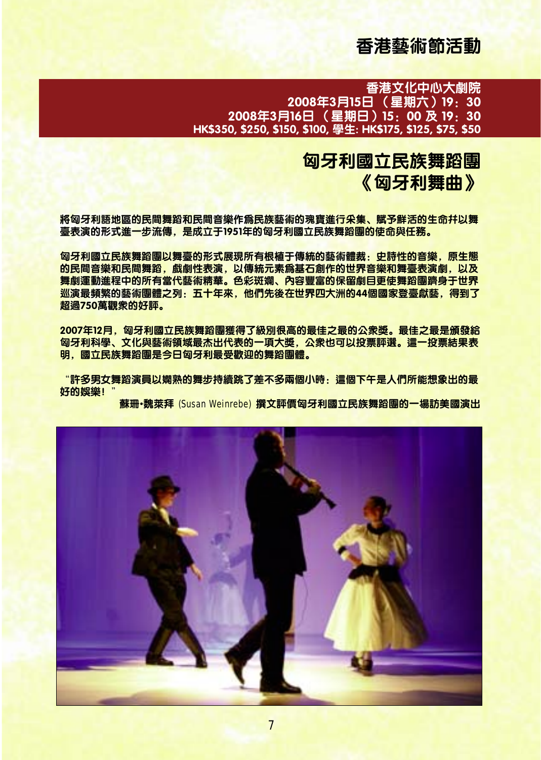# 香港藝術節活動

**香港文化中心大劇院**
**2008年3月15日（星期六）19：30**
**2008年3月16日（星期日）15：00 及 19：30**
**HK$350, $250, $150, $100, 學生: HK$175, $125, $75, $50**

## 匈牙利國立民族舞蹈團
## 《匈牙利舞曲》

將匈牙利語地區的民間舞蹈和民間音樂作爲民族藝術的瑰寶進行采集、賦予鮮活的生命并以舞臺表演的形式進一步流傳，是成立于1951年的匈牙利國立民族舞蹈團的使命與任務。

匈牙利國立民族舞蹈團以舞臺的形式展現所有根植于傳統的藝術體裁：史詩性的音樂，原生態的民間音樂和民間舞蹈，戲劇性表演，以傳統元素爲基石創作的世界音樂和舞臺表演劇，以及舞劇運動進程中的所有當代藝術精華。色彩斑斕、內容豐富的保留劇目更使舞蹈團躋身于世界巡演最頻繁的藝術團體之列：五十年來，他們先後在世界四大洲的44個國家登臺獻藝，得到了超過750萬觀衆的好評。

2007年12月，匈牙利國立民族舞蹈團獲得了級別很高的最佳之最的公衆獎。最佳之最是頒發給匈牙利科學、文化與藝術領域最杰出代表的一項大獎，公衆也可以投票評選。這一投票結果表明，國立民族舞蹈團是今日匈牙利最受歡迎的舞蹈團體。

“許多男女舞蹈演員以嫻熟的舞步持續跳了差不多兩個小時：這個下午是人們所能想象出的最好的娛樂！”

蘇珊•魏萊拜 (Susan Weinrebe) 撰文評價匈牙利國立民族舞蹈團的一場訪美國演出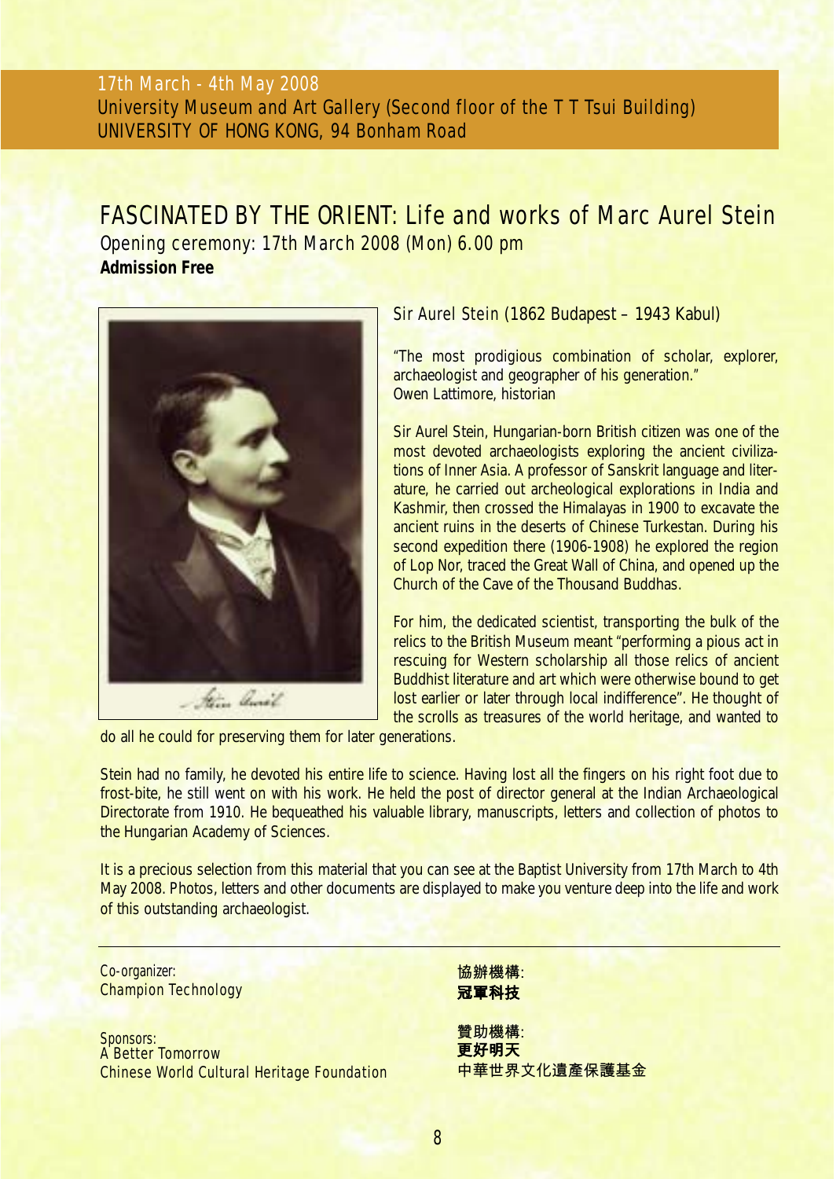17th March - 4th May 2008
University Museum and Art Gallery (Second floor of the T T Tsui Building)
UNIVERSITY OF HONG KONG, 94 Bonham Road

# FASCINATED BY THE ORIENT: Life and works of Marc Aurel Stein

Opening ceremony: 17th March 2008 (Mon) 6.00 pm

**Admission Free**

Sir Aurel Stein (1862 Budapest – 1943 Kabul)

"The most prodigious combination of scholar, explorer, archaeologist and geographer of his generation."
Owen Lattimore, historian

Sir Aurel Stein, Hungarian-born British citizen was one of the most devoted archaeologists exploring the ancient civilizations of Inner Asia. A professor of Sanskrit language and literature, he carried out archeological explorations in India and Kashmir, then crossed the Himalayas in 1900 to excavate the ancient ruins in the deserts of Chinese Turkestan. During his second expedition there (1906-1908) he explored the region of Lop Nor, traced the Great Wall of China, and opened up the Church of the Cave of the Thousand Buddhas.

For him, the dedicated scientist, transporting the bulk of the relics to the British Museum meant "performing a pious act in rescuing for Western scholarship all those relics of ancient Buddhist literature and art which were otherwise bound to get lost earlier or later through local indifference". He thought of the scrolls as treasures of the world heritage, and wanted to do all he could for preserving them for later generations.

Stein had no family, he devoted his entire life to science. Having lost all the fingers on his right foot due to frost-bite, he still went on with his work. He held the post of director general at the Indian Archaeological Directorate from 1910. He bequeathed his valuable library, manuscripts, letters and collection of photos to the Hungarian Academy of Sciences.

It is a precious selection from this material that you can see at the Baptist University from 17th March to 4th May 2008. Photos, letters and other documents are displayed to make you venture deep into the life and work of this outstanding archaeologist.

---

Co-organizer:
Champion Technology

Sponsors:
A Better Tomorrow
Chinese World Cultural Heritage Foundation

協辦機構:
**冠軍科技**

贊助機構:
**更好明天**
中華世界文化遺產保護基金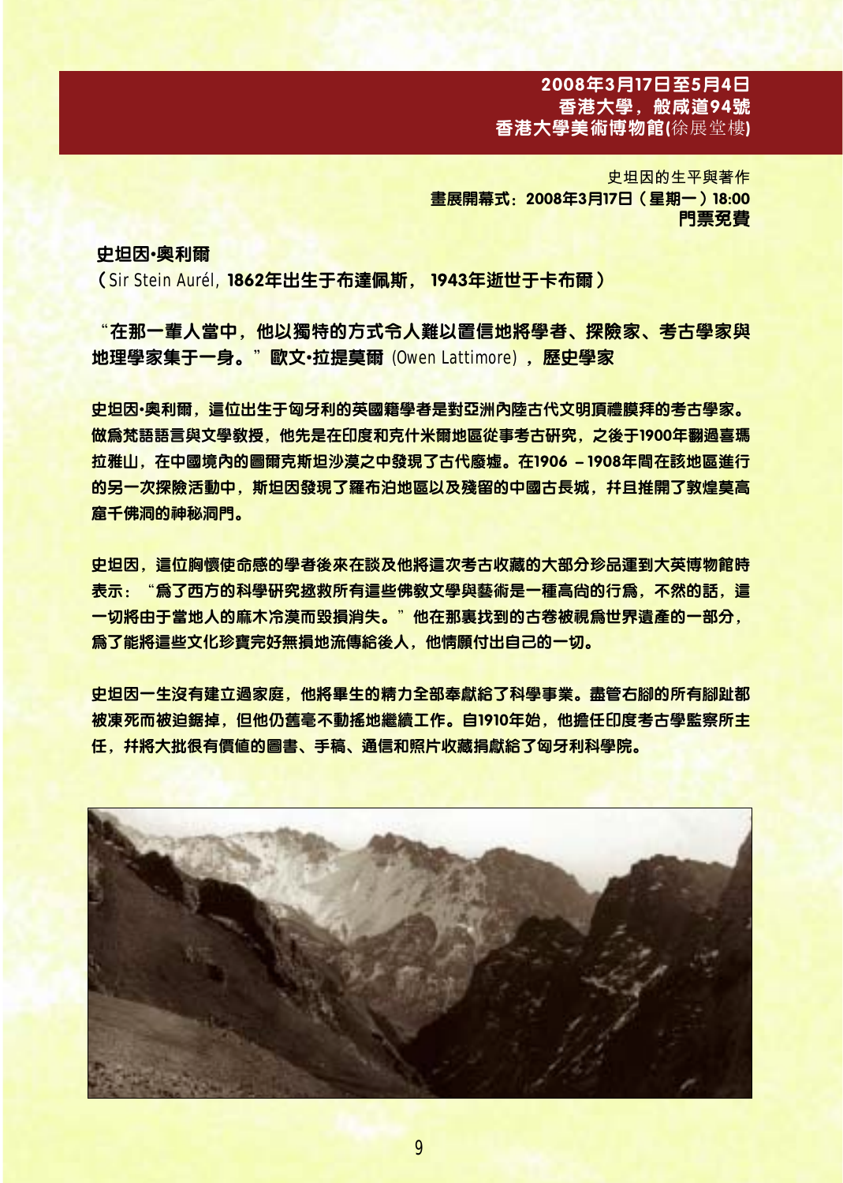**2008年3月17日至5月4日**
**香港大學，般咸道94號**
**香港大學美術博物館(徐展堂樓)**

史坦因的生平與著作
**畫展開幕式：2008年3月17日（星期一）18:00**
**門票免費**

## 史坦因•奧利爾

（Sir Stein Aurél，**1862年出生于布達佩斯， 1943年逝世于卡布爾**）

**“在那一輩人當中，他以獨特的方式令人難以置信地將學者、探險家、考古學家與地理學家集于一身。”歐文•拉提莫爾** (Owen Lattimore) **，歷史學家**

**史坦因•奧利爾，這位出生于匈牙利的英國籍學者是對亞洲內陸古代文明頂禮膜拜的考古學家。做爲梵語語言與文學教授，他先是在印度和克什米爾地區從事考古研究，之後于1900年翻過喜瑪拉雅山，在中國境內的圖爾克斯坦沙漠之中發現了古代廢墟。在1906 – 1908年間在該地區進行的另一次探險活動中，斯坦因發現了羅布泊地區以及殘留的中國古長城，幷且推開了敦煌莫高窟千佛洞的神秘洞門。**

**史坦因，這位胸懷使命感的學者後來在談及他將這次考古收藏的大部分珍品運到大英博物館時表示：“爲了西方的科學研究拯救所有這些佛教文學與藝術是一種高尚的行爲，不然的話，這一切將由于當地人的麻木冷漠而毀損消失。”他在那裏找到的古卷被視爲世界遺產的一部分，爲了能將這些文化珍寶完好無損地流傳給後人，他情願付出自己的一切。**

**史坦因一生沒有建立過家庭，他將畢生的精力全部奉獻給了科學事業。盡管右腳的所有腳趾都被凍死而被迫鋸掉，但他仍舊毫不動搖地繼續工作。自1910年始，他擔任印度考古學監察所主任，幷將大批很有價值的圖書、手稿、通信和照片收藏捐獻給了匈牙利科學院。**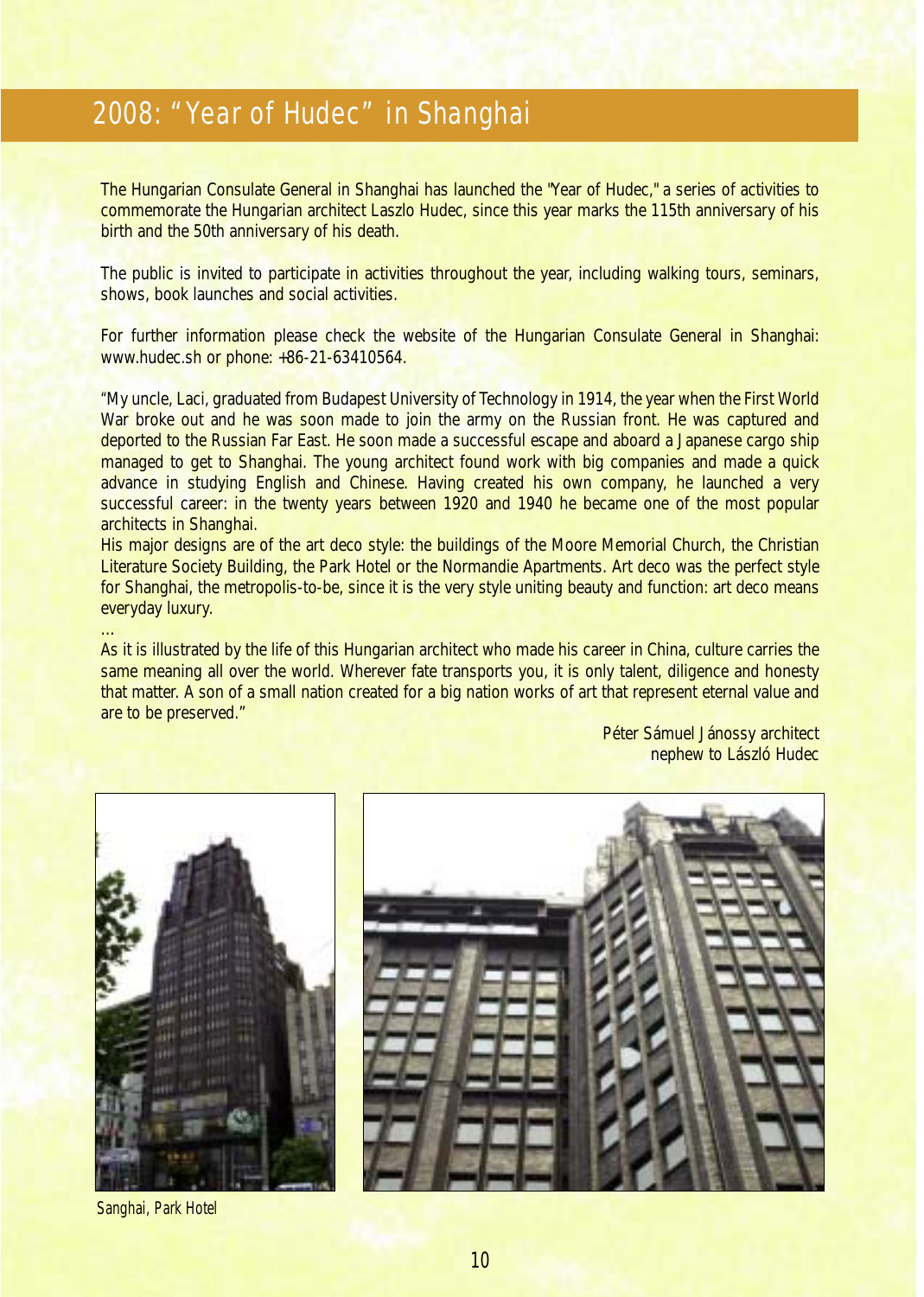## 2008: "Year of Hudec" in Shanghai

The Hungarian Consulate General in Shanghai has launched the "Year of Hudec," a series of activities to commemorate the Hungarian architect Laszlo Hudec, since this year marks the 115th anniversary of his birth and the 50th anniversary of his death.

The public is invited to participate in activities throughout the year, including walking tours, seminars, shows, book launches and social activities.

For further information please check the website of the Hungarian Consulate General in Shanghai: www.hudec.sh or phone: +86-21-63410564.

"My uncle, Laci, graduated from Budapest University of Technology in 1914, the year when the First World War broke out and he was soon made to join the army on the Russian front. He was captured and deported to the Russian Far East. He soon made a successful escape and aboard a Japanese cargo ship managed to get to Shanghai. The young architect found work with big companies and made a quick advance in studying English and Chinese. Having created his own company, he launched a very successful career: in the twenty years between 1920 and 1940 he became one of the most popular architects in Shanghai.

His major designs are of the art deco style: the buildings of the Moore Memorial Church, the Christian Literature Society Building, the Park Hotel or the Normandie Apartments. Art deco was the perfect style for Shanghai, the metropolis-to-be, since it is the very style uniting beauty and function: art deco means everyday luxury.

...

As it is illustrated by the life of this Hungarian architect who made his career in China, culture carries the same meaning all over the world. Wherever fate transports you, it is only talent, diligence and honesty that matter. A son of a small nation created for a big nation works of art that represent eternal value and are to be preserved."

Péter Sámuel Jánossy architect
nephew to László Hudec

Sanghai, Park Hotel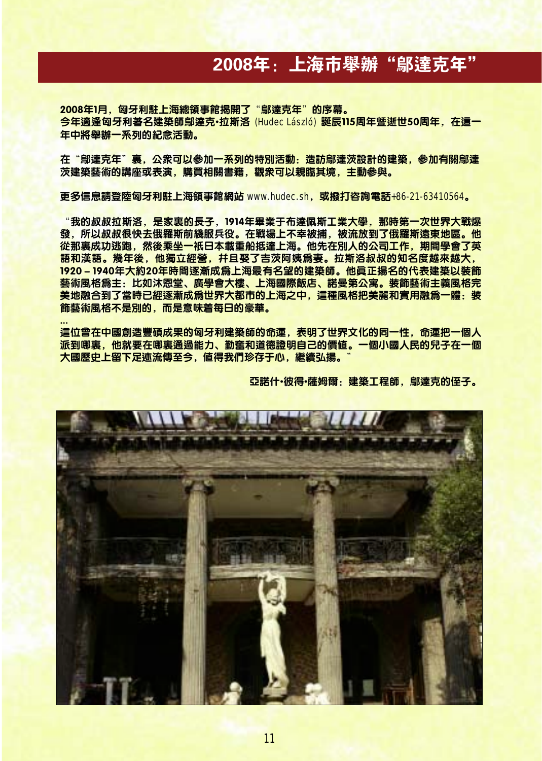# 2008年：上海市舉辦“鄔達克年”

**2008年1月，匈牙利駐上海總領事館揭開了“鄔達克年”的序幕。**
**今年適逢匈牙利著名建築師鄔達克·拉斯洛** (Hudec László) **誕辰115周年暨逝世50周年，在這一年中將舉辦一系列的紀念活動。**

**在“鄔達克年”裏，公衆可以參加一系列的特別活動：造訪鄔達茨設計的建築，參加有關鄔達茨建築藝術的講座或表演，購買相關書籍，觀衆可以親臨其境，主動參與。**

**更多信息請登陸匈牙利駐上海領事館網站** www.hudec.sh，**或撥打咨詢電話**+86-21-63410564**。**

**“我的叔叔拉斯洛，是家裏的長子，1914年畢業于布達佩斯工業大學，那時第一次世界大戰爆發，所以叔叔很快去俄羅斯前綫服兵役。在戰場上不幸被捕，被流放到了俄羅斯遠東地區。他從那裏成功逃跑，然後乘坐一袛日本載重船抵達上海。他先在別人的公司工作，期間學會了英語和漢語。幾年後，他獨立經營，并且娶了吉茨阿姨爲妻。拉斯洛叔叔的知名度越來越大，1920 – 1940年大約20年時間逐漸成爲上海最有名望的建築師。他眞正揚名的代表建築以裝飾藝術風格爲主：比如沐恩堂、廣學會大樓、上海國際飯店、諾曼第公寓。裝飾藝術主義風格完美地融合到了當時已經逐漸成爲世界大都市的上海之中，這種風格把美麗和實用融爲一體：裝飾藝術風格不是別的，而是意味着每日的豪華。**

**...**

**這位曾在中國創造豐碩成果的匈牙利建築師的命運，表明了世界文化的同一性，命運把一個人派到哪裏，他就要在哪裏通過能力、勤奮和道德證明自己的價值。一個小國人民的兒子在一個大國歷史上留下足迹流傳至今，值得我們珍存于心，繼續弘揚。”**

**亞諾什·彼得·薩姆爾：建築工程師，鄔達克的侄子。**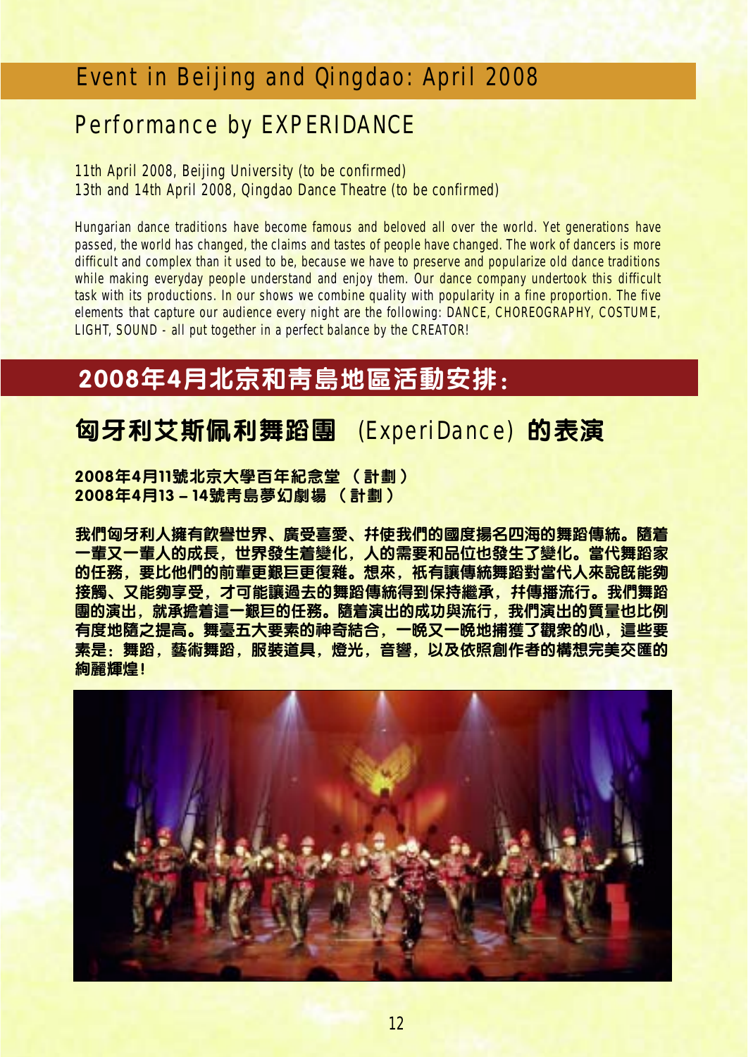## Event in Beijing and Qingdao: April 2008

### Performance by EXPERIDANCE

11th April 2008, Beijing University (to be confirmed)
13th and 14th April 2008, Qingdao Dance Theatre (to be confirmed)

Hungarian dance traditions have become famous and beloved all over the world. Yet generations have passed, the world has changed, the claims and tastes of people have changed. The work of dancers is more difficult and complex than it used to be, because we have to preserve and popularize old dance traditions while making everyday people understand and enjoy them. Our dance company undertook this difficult task with its productions. In our shows we combine quality with popularity in a fine proportion. The five elements that capture our audience every night are the following: DANCE, CHOREOGRAPHY, COSTUME, LIGHT, SOUND - all put together in a perfect balance by the CREATOR!

## 2008年4月北京和青島地區活動安排：

### 匈牙利艾斯佩利舞蹈團 (ExperiDance) 的表演

**2008年4月11號北京大學百年紀念堂 （計劃）**
**2008年4月13 – 14號青島夢幻劇場 （計劃）**

**我們匈牙利人擁有飲譽世界、廣受喜愛、并使我們的國度揚名四海的舞蹈傳統。隨着一輩又一輩人的成長，世界發生着變化，人的需要和品位也發生了變化。當代舞蹈家的任務，要比他們的前輩更艱巨更復雜。想來，衹有讓傳統舞蹈對當代人來說既能夠接觸、又能夠享受，才可能讓過去的舞蹈傳統得到保持繼承，并傳播流行。我們舞蹈團的演出，就承擔着這一艱巨的任務。隨着演出的成功與流行，我們演出的質量也比例有度地隨之提高。舞臺五大要素的神奇結合，一晚又一晚地捕獲了觀衆的心，這些要素是：舞蹈，藝術舞蹈，服裝道具，燈光，音響，以及依照創作者的構想完美交匯的絢麗輝煌！**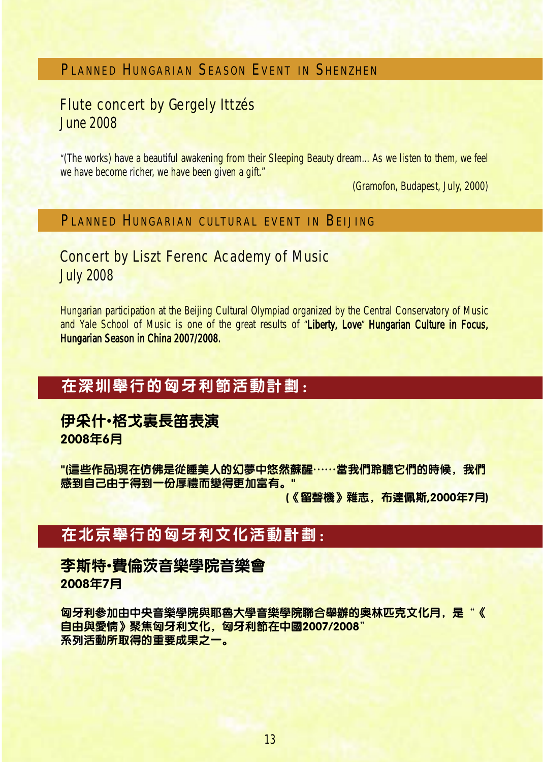## Planned Hungarian Season Event in Shenzhen

### Flute concert by Gergely Ittzés
### June 2008

"(The works) have a beautiful awakening from their Sleeping Beauty dream... As we listen to them, we feel we have become richer, we have been given a gift."

(Gramofon, Budapest, July, 2000)

## Planned Hungarian cultural event in Beijing

### Concert by Liszt Ferenc Academy of Music
### July 2008

Hungarian participation at the Beijing Cultural Olympiad organized by the Central Conservatory of Music and Yale School of Music is one of the great results of "**Liberty, Love**" **Hungarian Culture in Focus, Hungarian Season in China 2007/2008.**

## 在深圳舉行的匈牙利節活動計劃：

### 伊采什•格戈裏長笛表演
### 2008年6月

**"(這些作品)現在仿佛是從睡美人的幻夢中悠然蘇醒……當我們聆聽它們的時候，我們感到自己由于得到一份厚禮而變得更加富有。"**

**(《留聲機》雜志，布達佩斯,2000年7月)**

## 在北京舉行的匈牙利文化活動計劃：

### 李斯特•費倫茨音樂學院音樂會
### 2008年7月

**匈牙利參加由中央音樂學院與耶魯大學音樂學院聯合舉辦的奧林匹克文化月，是"《自由與愛情》聚焦匈牙利文化，匈牙利節在中國2007/2008"系列活動所取得的重要成果之一。**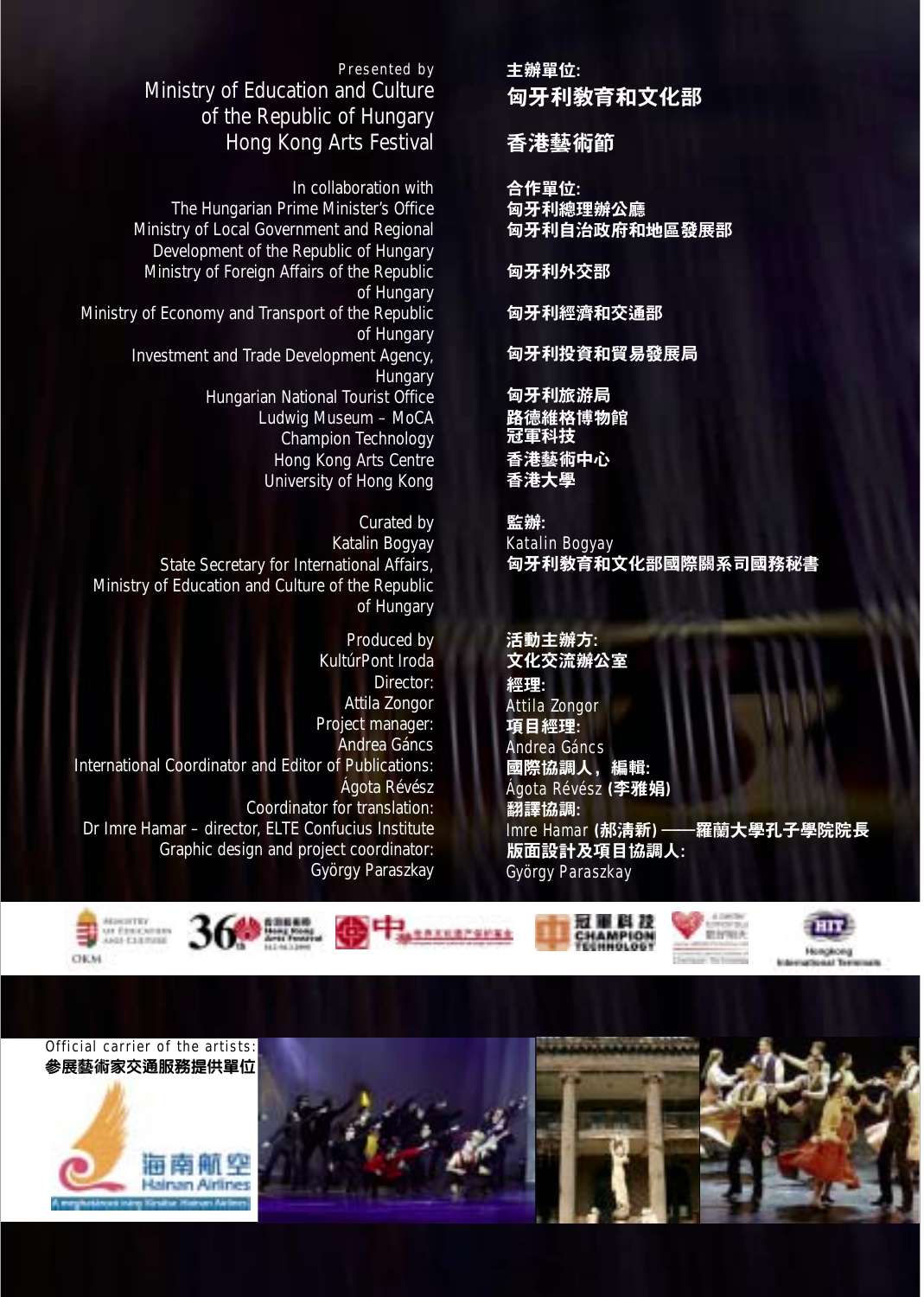Presented by
Ministry of Education and Culture
of the Republic of Hungary
Hong Kong Arts Festival

In collaboration with
The Hungarian Prime Minister's Office
Ministry of Local Government and Regional Development of the Republic of Hungary
Ministry of Foreign Affairs of the Republic of Hungary
Ministry of Economy and Transport of the Republic of Hungary
Investment and Trade Development Agency, Hungary
Hungarian National Tourist Office
Ludwig Museum – MoCA
Champion Technology
Hong Kong Arts Centre
University of Hong Kong

Curated by
Katalin Bogyay
State Secretary for International Affairs,
Ministry of Education and Culture of the Republic of Hungary

Produced by
KultúrPont Iroda
Director:
Attila Zongor
Project manager:
Andrea Gáncs
International Coordinator and Editor of Publications:
Ágota Révész
Coordinator for translation:
Dr Imre Hamar – director, ELTE Confucius Institute
Graphic design and project coordinator:
György Paraszkay

**主辦單位:**
**匈牙利教育和文化部**

**香港藝術節**

**合作單位:**
**匈牙利總理辦公廳**
**匈牙利自治政府和地區發展部**

**匈牙利外交部**

**匈牙利經濟和交通部**

**匈牙利投資和貿易發展局**

**匈牙利旅游局**
**路德維格博物館**
**冠軍科技**
**香港藝術中心**
**香港大學**

**監辦:**
Katalin Bogyay
**匈牙利教育和文化部國際關系司國務秘書**

**活動主辦方:**
**文化交流辦公室**
**經理:**
Attila Zongor
**項目經理:**
Andrea Gáncs
**國際協調人，編輯:**
Ágota Révész **(李雅娟)**
**翻譯協調:**
Imre Hamar **(郝清新) ——羅蘭大學孔子學院院長**
**版面設計及項目協調人:**
György Paraszkay

Official carrier of the artists:
**參展藝術家交通服務提供單位**